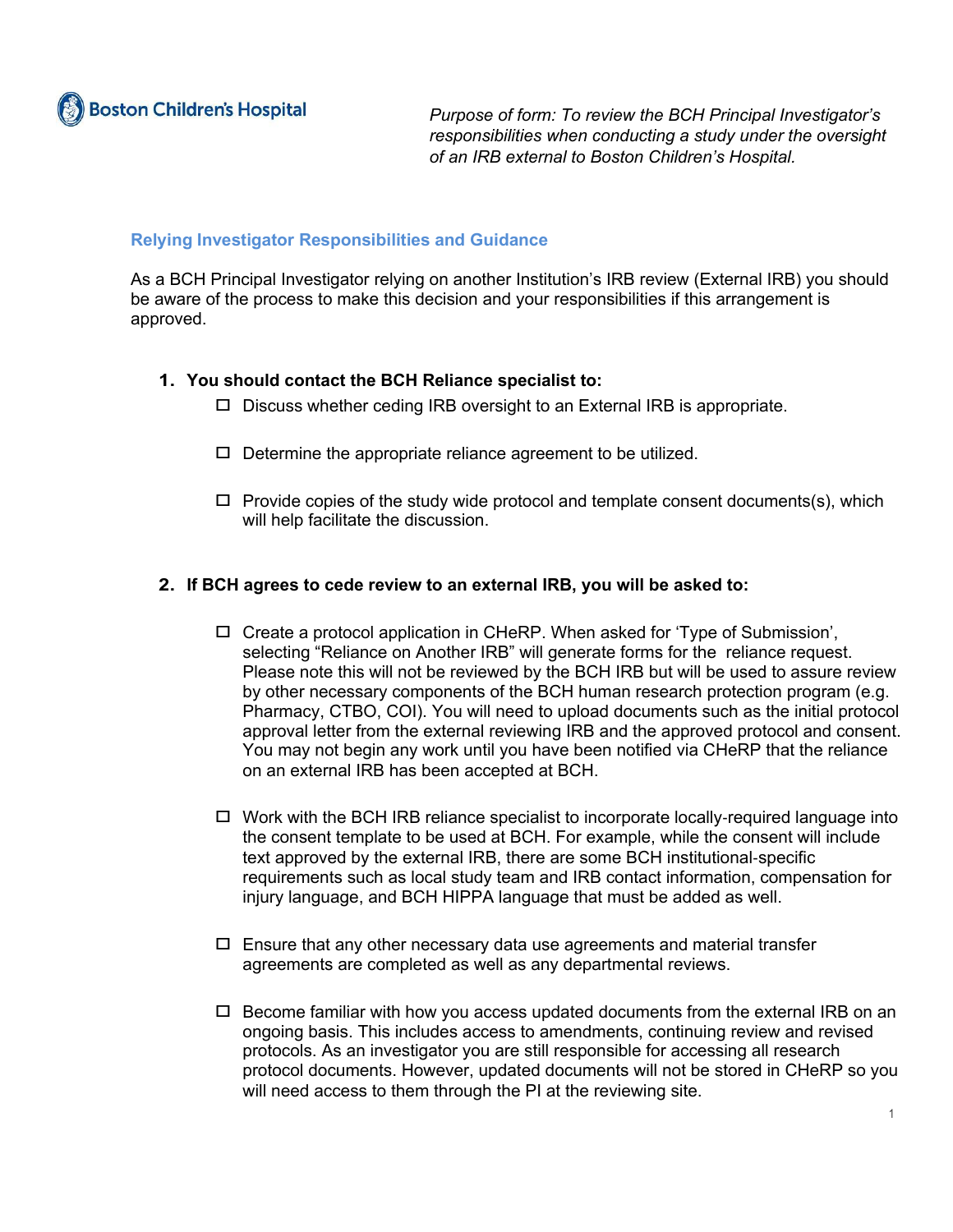Boston Children's Hospital

*Purpose of form: To review the BCH Principal Investigator's responsibilities when conducting a study under the oversight of an IRB external to Boston Children's Hospital.*

## Relying Investigator Responsibilities and Guidance

As a BCH Principal Investigator relying on another Institution's IRB review (External IRB) you should be aware of the process to make this decision and your responsibilities if this arrangement is approved.

**1. You should contact the BCH Reliance specialist to:**

- ☐ Discuss whether ceding IRB oversight to an External IRB is appropriate.
- ☐ Determine the appropriate reliance agreement to be utilized.
- ☐ Provide copies of the study wide protocol and template consent documents(s), which will help facilitate the discussion.

**2. If BCH agrees to cede review to an external IRB, you will be asked to:**

- ☐ Create a protocol application in CHeRP. When asked for 'Type of Submission', selecting "Reliance on Another IRB" will generate forms for the reliance request. Please note this will not be reviewed by the BCH IRB but will be used to assure review by other necessary components of the BCH human research protection program (e.g. Pharmacy, CTBO, COI). You will need to upload documents such as the initial protocol approval letter from the external reviewing IRB and the approved protocol and consent. You may not begin any work until you have been notified via CHeRP that the reliance on an external IRB has been accepted at BCH.
- ☐ Work with the BCH IRB reliance specialist to incorporate locally-required language into the consent template to be used at BCH. For example, while the consent will include text approved by the external IRB, there are some BCH institutional-specific requirements such as local study team and IRB contact information, compensation for injury language, and BCH HIPPA language that must be added as well.
- ☐ Ensure that any other necessary data use agreements and material transfer agreements are completed as well as any departmental reviews.
- ☐ Become familiar with how you access updated documents from the external IRB on an ongoing basis. This includes access to amendments, continuing review and revised protocols. As an investigator you are still responsible for accessing all research protocol documents. However, updated documents will not be stored in CHeRP so you will need access to them through the PI at the reviewing site.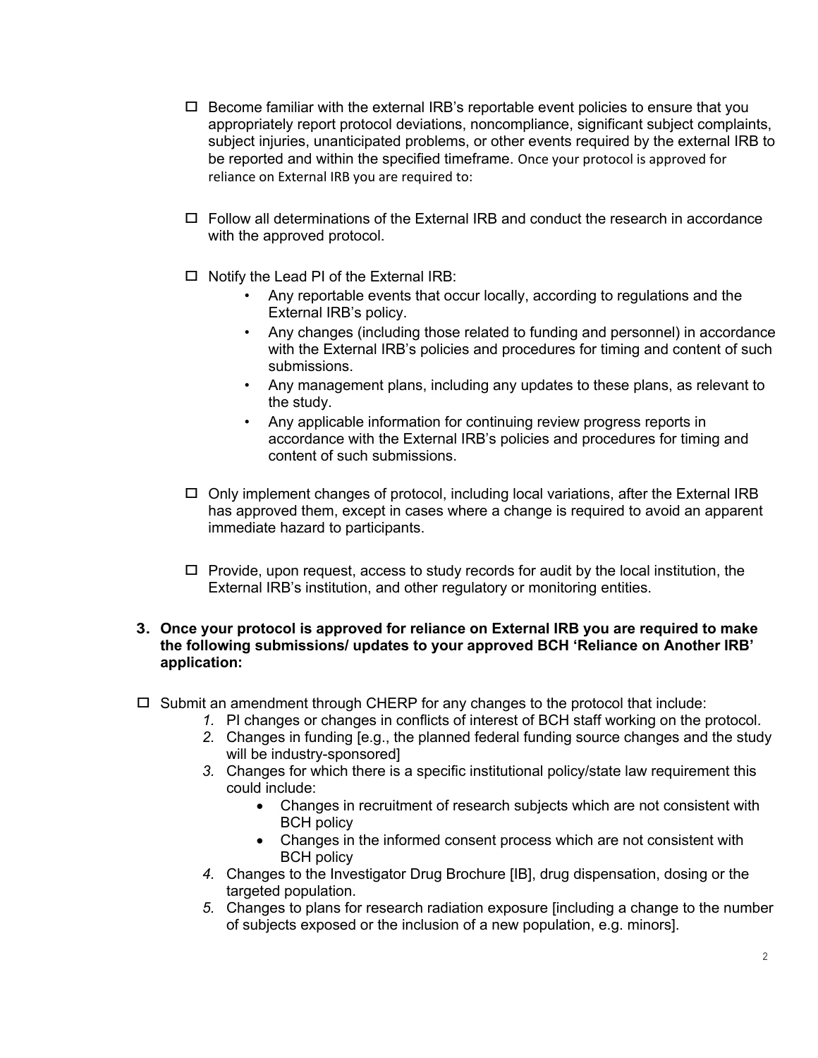- ☐ Become familiar with the external IRB's reportable event policies to ensure that you appropriately report protocol deviations, noncompliance, significant subject complaints, subject injuries, unanticipated problems, or other events required by the external IRB to be reported and within the specified timeframe. Once your protocol is approved for reliance on External IRB you are required to:

- ☐ Follow all determinations of the External IRB and conduct the research in accordance with the approved protocol.

- ☐ Notify the Lead PI of the External IRB:
  - Any reportable events that occur locally, according to regulations and the External IRB's policy.
  - Any changes (including those related to funding and personnel) in accordance with the External IRB's policies and procedures for timing and content of such submissions.
  - Any management plans, including any updates to these plans, as relevant to the study.
  - Any applicable information for continuing review progress reports in accordance with the External IRB's policies and procedures for timing and content of such submissions.

- ☐ Only implement changes of protocol, including local variations, after the External IRB has approved them, except in cases where a change is required to avoid an apparent immediate hazard to participants.

- ☐ Provide, upon request, access to study records for audit by the local institution, the External IRB's institution, and other regulatory or monitoring entities.

**3. Once your protocol is approved for reliance on External IRB you are required to make the following submissions/ updates to your approved BCH 'Reliance on Another IRB' application:**

☐ Submit an amendment through CHERP for any changes to the protocol that include:

1. PI changes or changes in conflicts of interest of BCH staff working on the protocol.
2. Changes in funding [e.g., the planned federal funding source changes and the study will be industry-sponsored]
3. Changes for which there is a specific institutional policy/state law requirement this could include:
   - Changes in recruitment of research subjects which are not consistent with BCH policy
   - Changes in the informed consent process which are not consistent with BCH policy
4. Changes to the Investigator Drug Brochure [IB], drug dispensation, dosing or the targeted population.
5. Changes to plans for research radiation exposure [including a change to the number of subjects exposed or the inclusion of a new population, e.g. minors].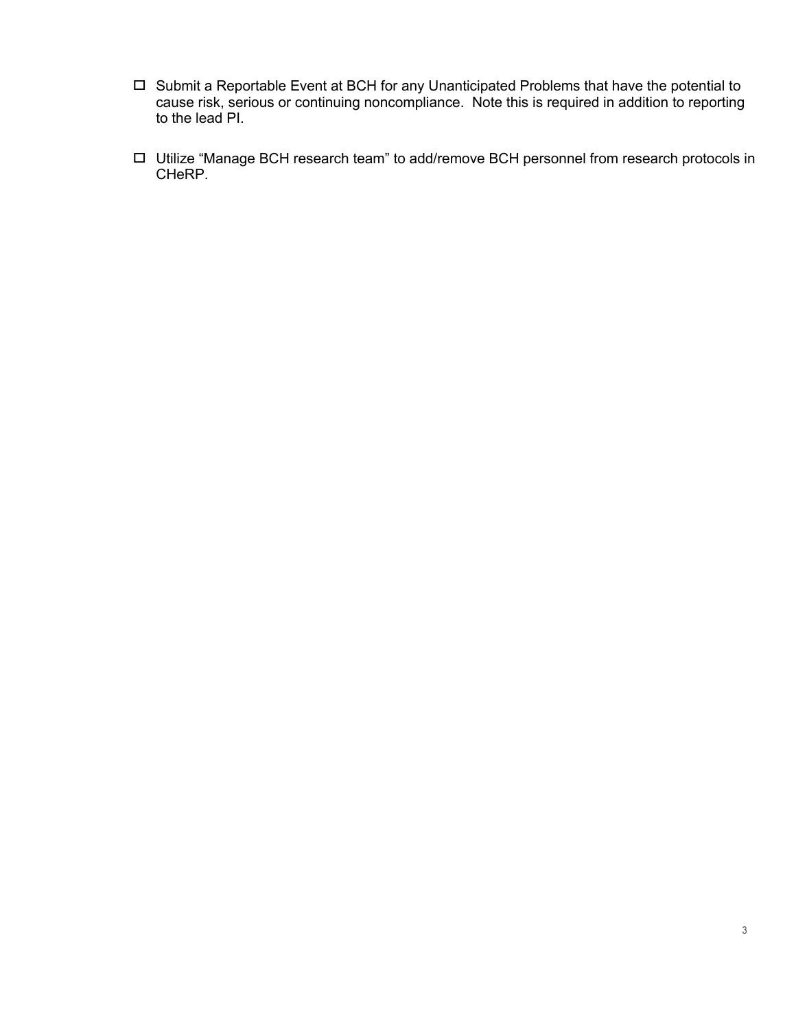- ☐ Submit a Reportable Event at BCH for any Unanticipated Problems that have the potential to cause risk, serious or continuing noncompliance. Note this is required in addition to reporting to the lead PI.

- ☐ Utilize "Manage BCH research team" to add/remove BCH personnel from research protocols in CHeRP.